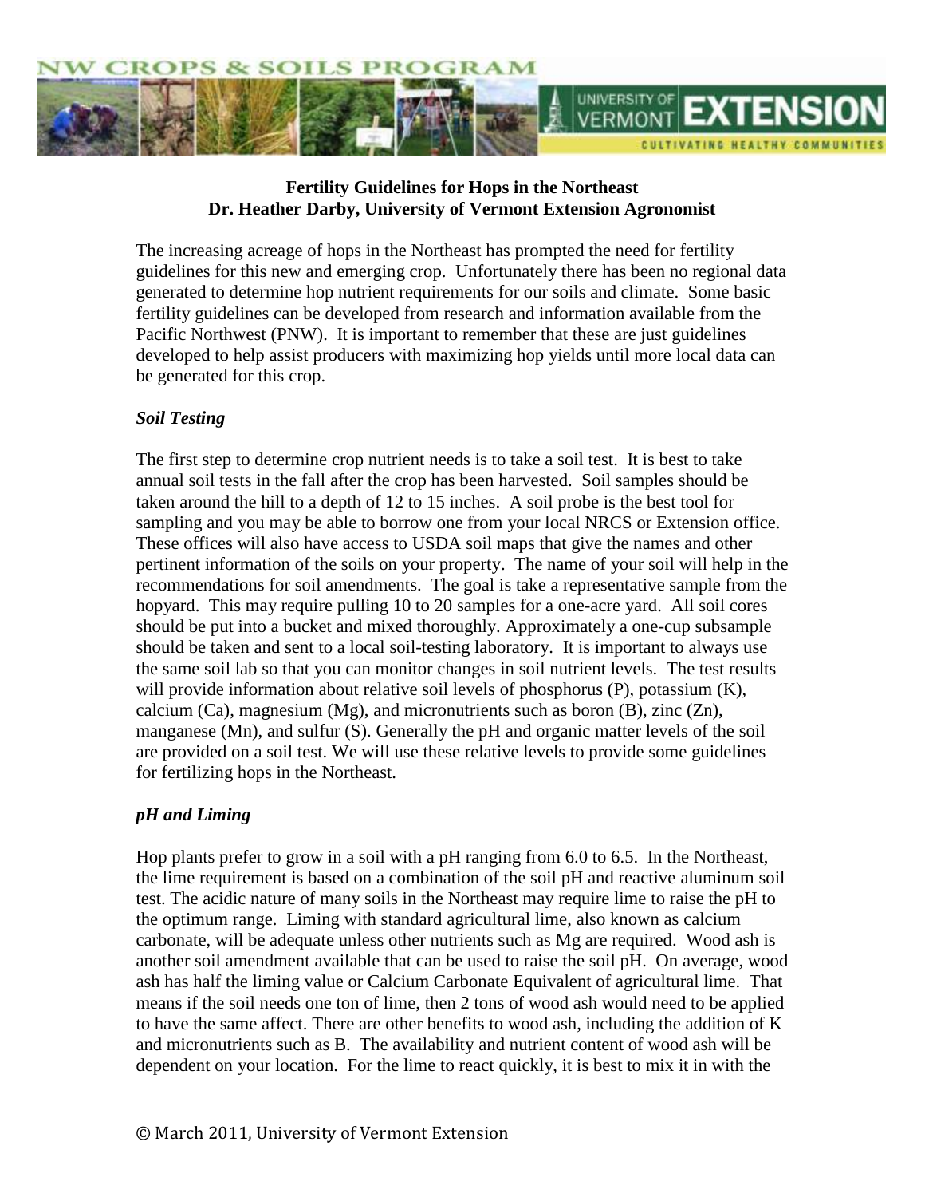# Fertility Guidelines for Hops in the Northeast

**Dr. Heather Darby, University of Vermont Extension Agronomist**

The increasing acreage of hops in the Northeast has prompted the need for fertility guidelines for this new and emerging crop. Unfortunately there has been no regional data generated to determine hop nutrient requirements for our soils and climate. Some basic fertility guidelines can be developed from research and information available from the Pacific Northwest (PNW). It is important to remember that these are just guidelines developed to help assist producers with maximizing hop yields until more local data can be generated for this crop.

## *Soil Testing*

The first step to determine crop nutrient needs is to take a soil test. It is best to take annual soil tests in the fall after the crop has been harvested. Soil samples should be taken around the hill to a depth of 12 to 15 inches. A soil probe is the best tool for sampling and you may be able to borrow one from your local NRCS or Extension office. These offices will also have access to USDA soil maps that give the names and other pertinent information of the soils on your property. The name of your soil will help in the recommendations for soil amendments. The goal is take a representative sample from the hopyard. This may require pulling 10 to 20 samples for a one-acre yard. All soil cores should be put into a bucket and mixed thoroughly. Approximately a one-cup subsample should be taken and sent to a local soil-testing laboratory. It is important to always use the same soil lab so that you can monitor changes in soil nutrient levels. The test results will provide information about relative soil levels of phosphorus (P), potassium (K), calcium (Ca), magnesium (Mg), and micronutrients such as boron (B), zinc (Zn), manganese (Mn), and sulfur (S). Generally the pH and organic matter levels of the soil are provided on a soil test. We will use these relative levels to provide some guidelines for fertilizing hops in the Northeast.

## *pH and Liming*

Hop plants prefer to grow in a soil with a pH ranging from 6.0 to 6.5. In the Northeast, the lime requirement is based on a combination of the soil pH and reactive aluminum soil test. The acidic nature of many soils in the Northeast may require lime to raise the pH to the optimum range. Liming with standard agricultural lime, also known as calcium carbonate, will be adequate unless other nutrients such as Mg are required. Wood ash is another soil amendment available that can be used to raise the soil pH. On average, wood ash has half the liming value or Calcium Carbonate Equivalent of agricultural lime. That means if the soil needs one ton of lime, then 2 tons of wood ash would need to be applied to have the same affect. There are other benefits to wood ash, including the addition of K and micronutrients such as B. The availability and nutrient content of wood ash will be dependent on your location. For the lime to react quickly, it is best to mix it in with the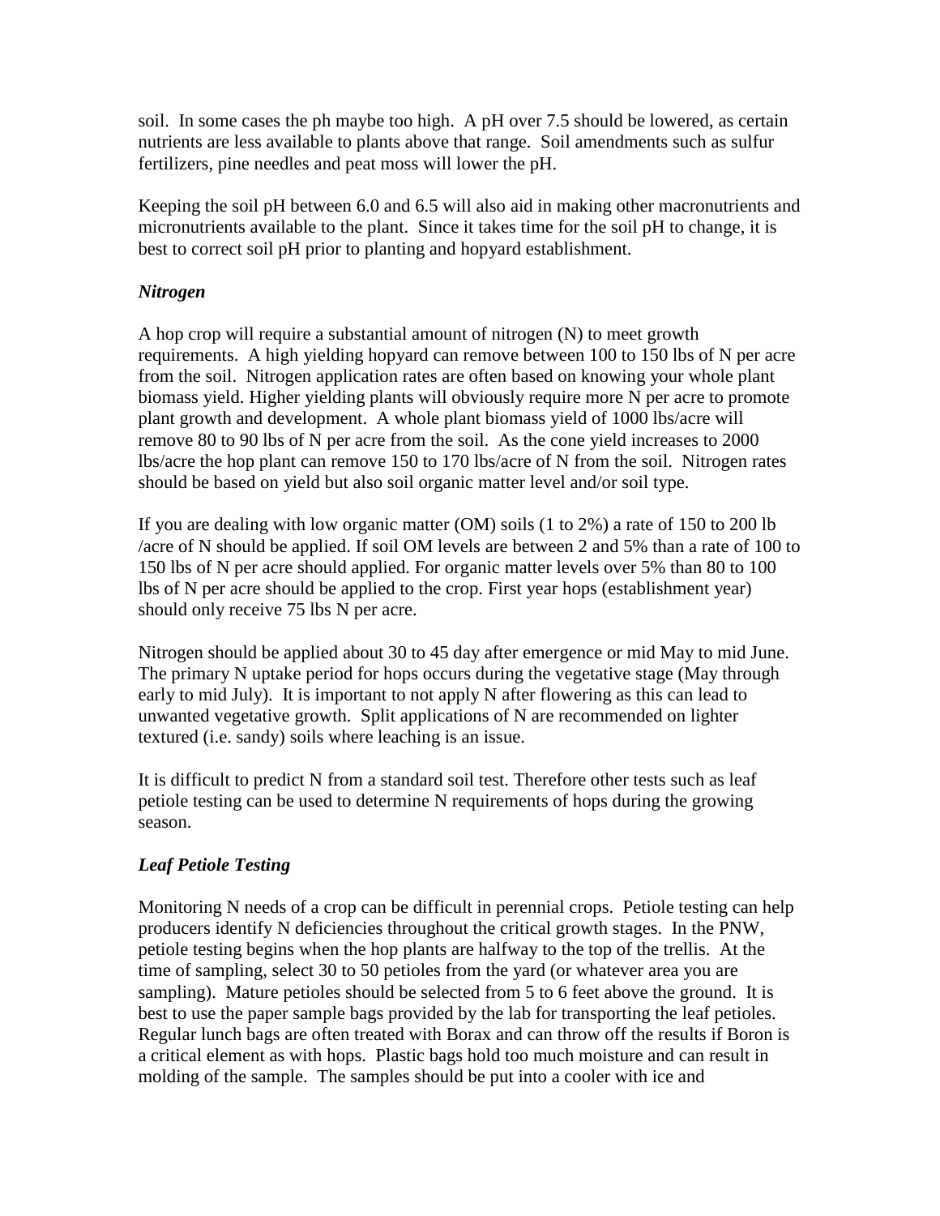soil. In some cases the ph maybe too high. A pH over 7.5 should be lowered, as certain nutrients are less available to plants above that range. Soil amendments such as sulfur fertilizers, pine needles and peat moss will lower the pH.

Keeping the soil pH between 6.0 and 6.5 will also aid in making other macronutrients and micronutrients available to the plant. Since it takes time for the soil pH to change, it is best to correct soil pH prior to planting and hopyard establishment.

### *Nitrogen*

A hop crop will require a substantial amount of nitrogen (N) to meet growth requirements. A high yielding hopyard can remove between 100 to 150 lbs of N per acre from the soil. Nitrogen application rates are often based on knowing your whole plant biomass yield. Higher yielding plants will obviously require more N per acre to promote plant growth and development. A whole plant biomass yield of 1000 lbs/acre will remove 80 to 90 lbs of N per acre from the soil. As the cone yield increases to 2000 lbs/acre the hop plant can remove 150 to 170 lbs/acre of N from the soil. Nitrogen rates should be based on yield but also soil organic matter level and/or soil type.

If you are dealing with low organic matter (OM) soils (1 to 2%) a rate of 150 to 200 lb /acre of N should be applied. If soil OM levels are between 2 and 5% than a rate of 100 to 150 lbs of N per acre should applied. For organic matter levels over 5% than 80 to 100 lbs of N per acre should be applied to the crop. First year hops (establishment year) should only receive 75 lbs N per acre.

Nitrogen should be applied about 30 to 45 day after emergence or mid May to mid June. The primary N uptake period for hops occurs during the vegetative stage (May through early to mid July). It is important to not apply N after flowering as this can lead to unwanted vegetative growth. Split applications of N are recommended on lighter textured (i.e. sandy) soils where leaching is an issue.

It is difficult to predict N from a standard soil test. Therefore other tests such as leaf petiole testing can be used to determine N requirements of hops during the growing season.

### *Leaf Petiole Testing*

Monitoring N needs of a crop can be difficult in perennial crops. Petiole testing can help producers identify N deficiencies throughout the critical growth stages. In the PNW, petiole testing begins when the hop plants are halfway to the top of the trellis. At the time of sampling, select 30 to 50 petioles from the yard (or whatever area you are sampling). Mature petioles should be selected from 5 to 6 feet above the ground. It is best to use the paper sample bags provided by the lab for transporting the leaf petioles. Regular lunch bags are often treated with Borax and can throw off the results if Boron is a critical element as with hops. Plastic bags hold too much moisture and can result in molding of the sample. The samples should be put into a cooler with ice and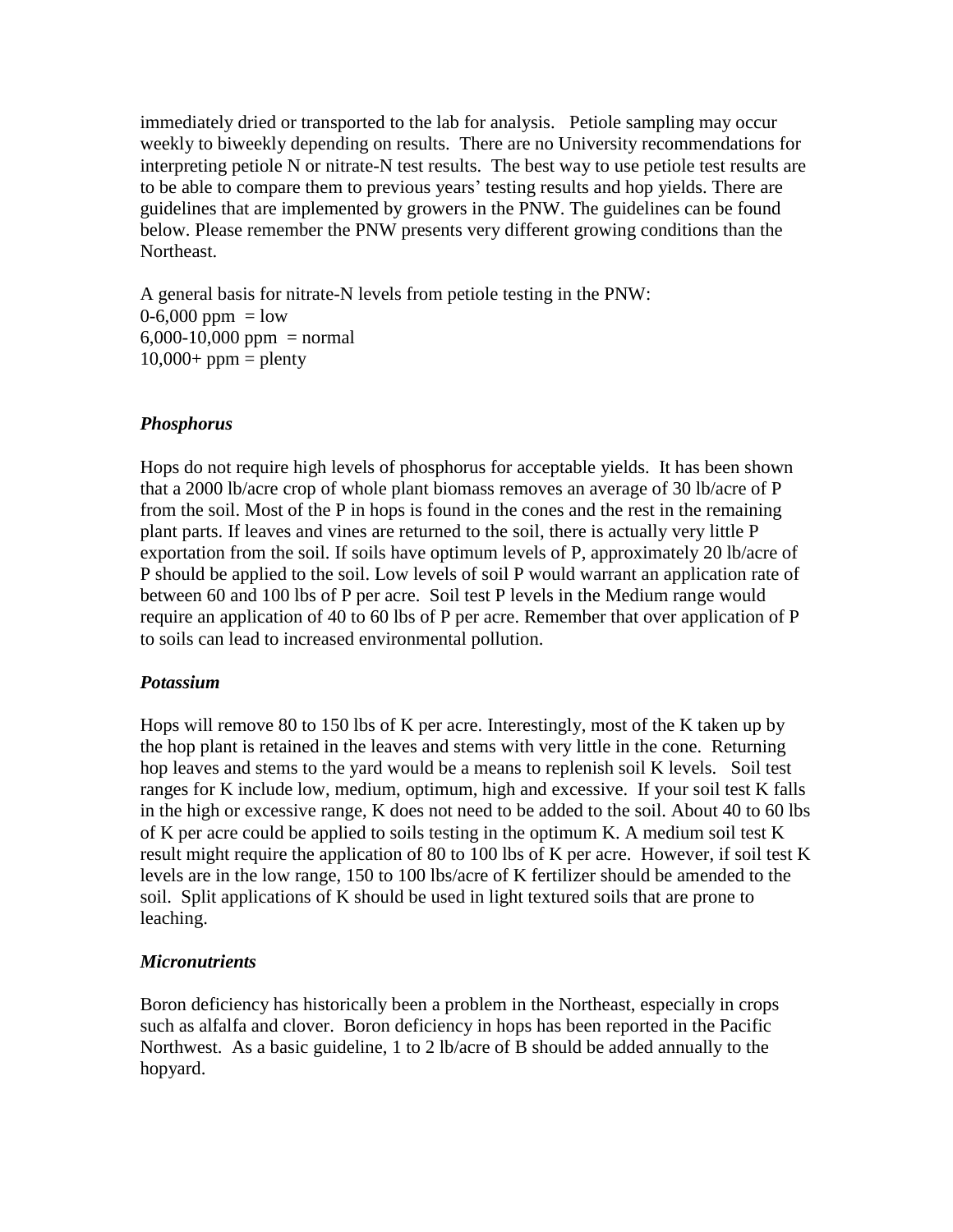immediately dried or transported to the lab for analysis. Petiole sampling may occur weekly to biweekly depending on results. There are no University recommendations for interpreting petiole N or nitrate-N test results. The best way to use petiole test results are to be able to compare them to previous years' testing results and hop yields. There are guidelines that are implemented by growers in the PNW. The guidelines can be found below. Please remember the PNW presents very different growing conditions than the Northeast.

A general basis for nitrate-N levels from petiole testing in the PNW:
0-6,000 ppm = low
6,000-10,000 ppm = normal
10,000+ ppm = plenty

### *Phosphorus*

Hops do not require high levels of phosphorus for acceptable yields. It has been shown that a 2000 lb/acre crop of whole plant biomass removes an average of 30 lb/acre of P from the soil. Most of the P in hops is found in the cones and the rest in the remaining plant parts. If leaves and vines are returned to the soil, there is actually very little P exportation from the soil. If soils have optimum levels of P, approximately 20 lb/acre of P should be applied to the soil. Low levels of soil P would warrant an application rate of between 60 and 100 lbs of P per acre. Soil test P levels in the Medium range would require an application of 40 to 60 lbs of P per acre. Remember that over application of P to soils can lead to increased environmental pollution.

### *Potassium*

Hops will remove 80 to 150 lbs of K per acre. Interestingly, most of the K taken up by the hop plant is retained in the leaves and stems with very little in the cone. Returning hop leaves and stems to the yard would be a means to replenish soil K levels. Soil test ranges for K include low, medium, optimum, high and excessive. If your soil test K falls in the high or excessive range, K does not need to be added to the soil. About 40 to 60 lbs of K per acre could be applied to soils testing in the optimum K. A medium soil test K result might require the application of 80 to 100 lbs of K per acre. However, if soil test K levels are in the low range, 150 to 100 lbs/acre of K fertilizer should be amended to the soil. Split applications of K should be used in light textured soils that are prone to leaching.

### *Micronutrients*

Boron deficiency has historically been a problem in the Northeast, especially in crops such as alfalfa and clover. Boron deficiency in hops has been reported in the Pacific Northwest. As a basic guideline, 1 to 2 lb/acre of B should be added annually to the hopyard.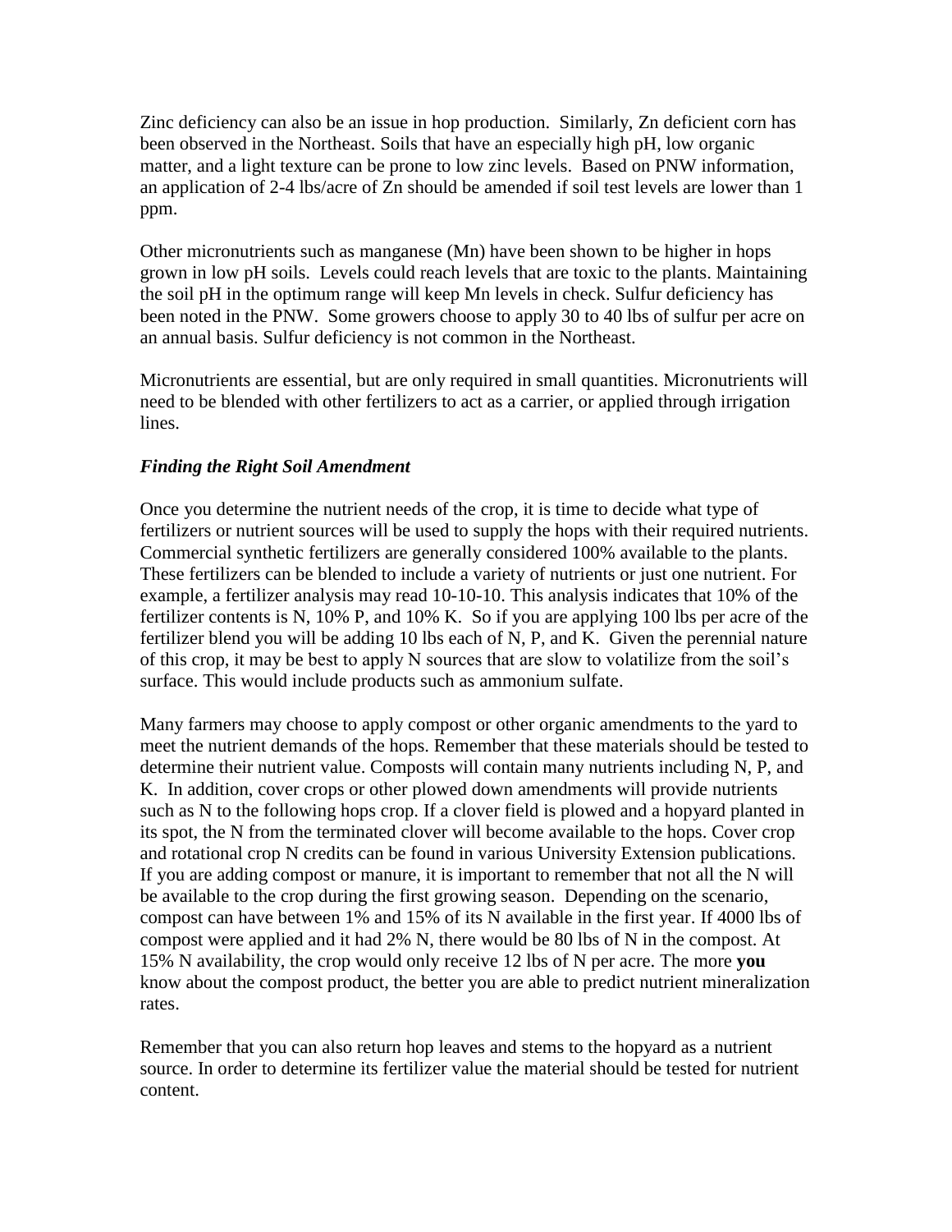Zinc deficiency can also be an issue in hop production. Similarly, Zn deficient corn has been observed in the Northeast. Soils that have an especially high pH, low organic matter, and a light texture can be prone to low zinc levels. Based on PNW information, an application of 2-4 lbs/acre of Zn should be amended if soil test levels are lower than 1 ppm.

Other micronutrients such as manganese (Mn) have been shown to be higher in hops grown in low pH soils. Levels could reach levels that are toxic to the plants. Maintaining the soil pH in the optimum range will keep Mn levels in check. Sulfur deficiency has been noted in the PNW. Some growers choose to apply 30 to 40 lbs of sulfur per acre on an annual basis. Sulfur deficiency is not common in the Northeast.

Micronutrients are essential, but are only required in small quantities. Micronutrients will need to be blended with other fertilizers to act as a carrier, or applied through irrigation lines.

### *Finding the Right Soil Amendment*

Once you determine the nutrient needs of the crop, it is time to decide what type of fertilizers or nutrient sources will be used to supply the hops with their required nutrients. Commercial synthetic fertilizers are generally considered 100% available to the plants. These fertilizers can be blended to include a variety of nutrients or just one nutrient. For example, a fertilizer analysis may read 10-10-10. This analysis indicates that 10% of the fertilizer contents is N, 10% P, and 10% K. So if you are applying 100 lbs per acre of the fertilizer blend you will be adding 10 lbs each of N, P, and K. Given the perennial nature of this crop, it may be best to apply N sources that are slow to volatilize from the soil's surface. This would include products such as ammonium sulfate.

Many farmers may choose to apply compost or other organic amendments to the yard to meet the nutrient demands of the hops. Remember that these materials should be tested to determine their nutrient value. Composts will contain many nutrients including N, P, and K. In addition, cover crops or other plowed down amendments will provide nutrients such as N to the following hops crop. If a clover field is plowed and a hopyard planted in its spot, the N from the terminated clover will become available to the hops. Cover crop and rotational crop N credits can be found in various University Extension publications. If you are adding compost or manure, it is important to remember that not all the N will be available to the crop during the first growing season. Depending on the scenario, compost can have between 1% and 15% of its N available in the first year. If 4000 lbs of compost were applied and it had 2% N, there would be 80 lbs of N in the compost. At 15% N availability, the crop would only receive 12 lbs of N per acre. The more **you** know about the compost product, the better you are able to predict nutrient mineralization rates.

Remember that you can also return hop leaves and stems to the hopyard as a nutrient source. In order to determine its fertilizer value the material should be tested for nutrient content.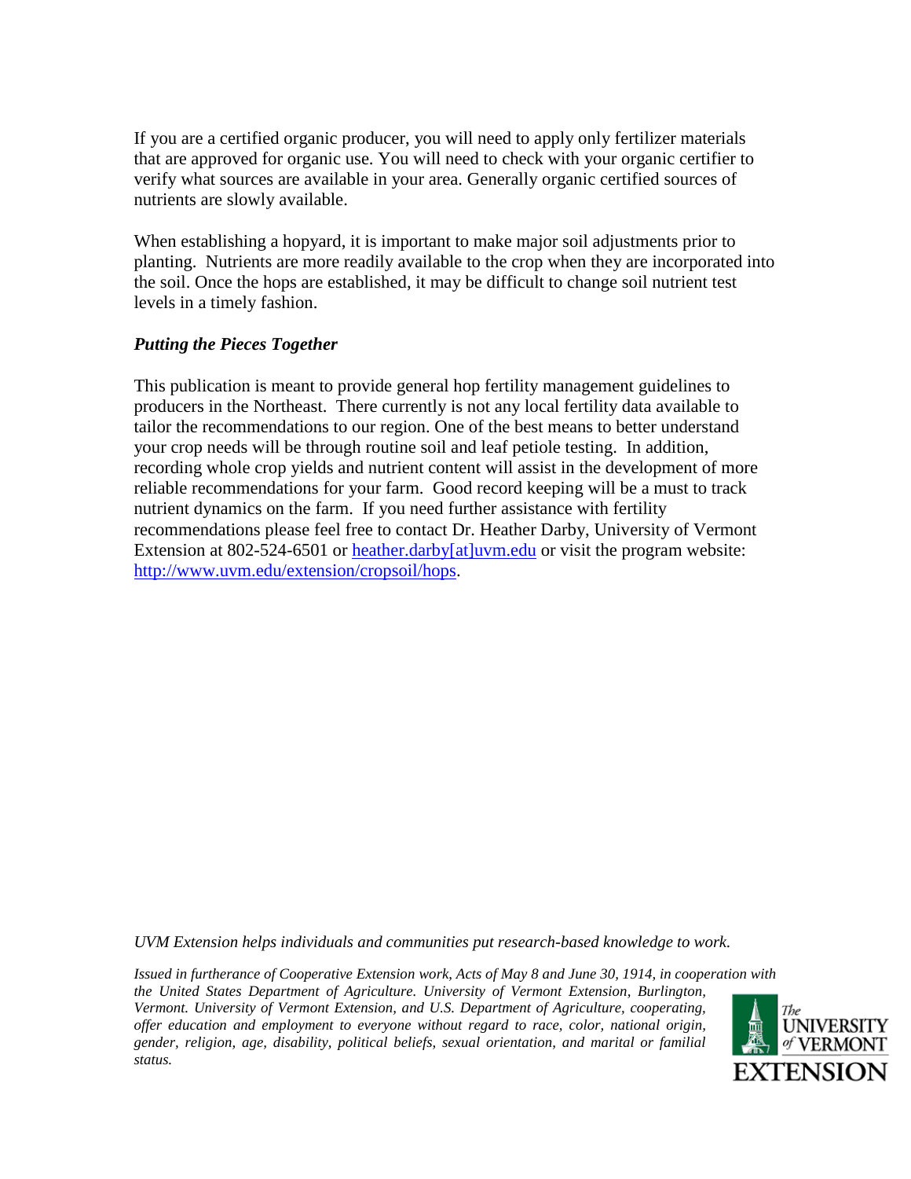If you are a certified organic producer, you will need to apply only fertilizer materials that are approved for organic use. You will need to check with your organic certifier to verify what sources are available in your area. Generally organic certified sources of nutrients are slowly available.

When establishing a hopyard, it is important to make major soil adjustments prior to planting. Nutrients are more readily available to the crop when they are incorporated into the soil. Once the hops are established, it may be difficult to change soil nutrient test levels in a timely fashion.

### *Putting the Pieces Together*

This publication is meant to provide general hop fertility management guidelines to producers in the Northeast. There currently is not any local fertility data available to tailor the recommendations to our region. One of the best means to better understand your crop needs will be through routine soil and leaf petiole testing. In addition, recording whole crop yields and nutrient content will assist in the development of more reliable recommendations for your farm. Good record keeping will be a must to track nutrient dynamics on the farm. If you need further assistance with fertility recommendations please feel free to contact Dr. Heather Darby, University of Vermont Extension at 802-524-6501 or [heather.darby[at]uvm.edu](mailto:heather.darby@uvm.edu) or visit the program website: [http://www.uvm.edu/extension/cropsoil/hops](http://www.uvm.edu/extension/cropsoil/hops).

*UVM Extension helps individuals and communities put research-based knowledge to work.*

*Issued in furtherance of Cooperative Extension work, Acts of May 8 and June 30, 1914, in cooperation with the United States Department of Agriculture. University of Vermont Extension, Burlington, Vermont. University of Vermont Extension, and U.S. Department of Agriculture, cooperating, offer education and employment to everyone without regard to race, color, national origin, gender, religion, age, disability, political beliefs, sexual orientation, and marital or familial status.*

The University of Vermont EXTENSION